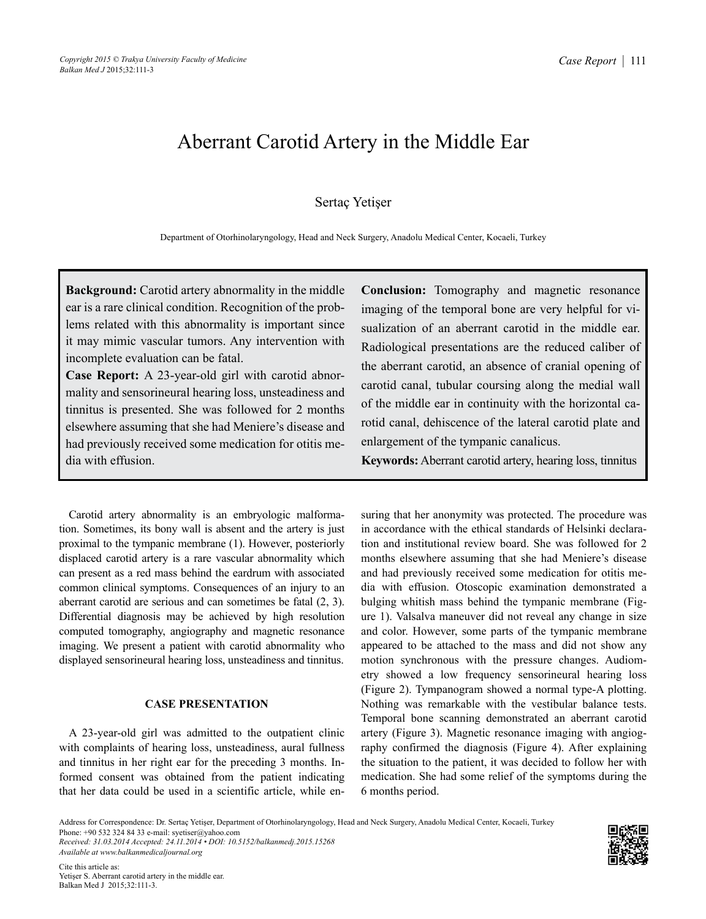# Aberrant Carotid Artery in the Middle Ear

Sertaç Yetişer

Department of Otorhinolaryngology, Head and Neck Surgery, Anadolu Medical Center, Kocaeli, Turkey

**Background:** Carotid artery abnormality in the middle ear is a rare clinical condition. Recognition of the problems related with this abnormality is important since it may mimic vascular tumors. Any intervention with incomplete evaluation can be fatal.

**Case Report:** A 23-year-old girl with carotid abnormality and sensorineural hearing loss, unsteadiness and tinnitus is presented. She was followed for 2 months elsewhere assuming that she had Meniere's disease and had previously received some medication for otitis media with effusion.

**Conclusion:** Tomography and magnetic resonance imaging of the temporal bone are very helpful for visualization of an aberrant carotid in the middle ear. Radiological presentations are the reduced caliber of the aberrant carotid, an absence of cranial opening of carotid canal, tubular coursing along the medial wall of the middle ear in continuity with the horizontal carotid canal, dehiscence of the lateral carotid plate and enlargement of the tympanic canalicus.

**Keywords:** Aberrant carotid artery, hearing loss, tinnitus

Carotid artery abnormality is an embryologic malformation. Sometimes, its bony wall is absent and the artery is just proximal to the tympanic membrane (1). However, posteriorly displaced carotid artery is a rare vascular abnormality which can present as a red mass behind the eardrum with associated common clinical symptoms. Consequences of an injury to an aberrant carotid are serious and can sometimes be fatal (2, 3). Differential diagnosis may be achieved by high resolution computed tomography, angiography and magnetic resonance imaging. We present a patient with carotid abnormality who displayed sensorineural hearing loss, unsteadiness and tinnitus.

## CASE PRESENTATION

A 23-year-old girl was admitted to the outpatient clinic with complaints of hearing loss, unsteadiness, aural fullness and tinnitus in her right ear for the preceding 3 months. Informed consent was obtained from the patient indicating that her data could be used in a scientific article, while ensuring that her anonymity was protected. The procedure was in accordance with the ethical standards of Helsinki declaration and institutional review board. She was followed for 2 months elsewhere assuming that she had Meniere's disease and had previously received some medication for otitis media with effusion. Otoscopic examination demonstrated a bulging whitish mass behind the tympanic membrane (Figure 1). Valsalva maneuver did not reveal any change in size and color. However, some parts of the tympanic membrane appeared to be attached to the mass and did not show any motion synchronous with the pressure changes. Audiometry showed a low frequency sensorineural hearing loss (Figure 2). Tympanogram showed a normal type-A plotting. Nothing was remarkable with the vestibular balance tests. Temporal bone scanning demonstrated an aberrant carotid artery (Figure 3). Magnetic resonance imaging with angiography confirmed the diagnosis (Figure 4). After explaining the situation to the patient, it was decided to follow her with medication. She had some relief of the symptoms during the 6 months period.

Address for Correspondence: Dr. Sertaç Yetişer, Department of Otorhinolaryngology, Head and Neck Surgery, Anadolu Medical Center, Kocaeli, Turkey
Phone: +90 532 324 84 33 e-mail: syetiser@yahoo.com
*Received: 31.03.2014 Accepted: 24.11.2014 • DOI: 10.5152/balkanmedj.2015.15268*
*Available at www.balkanmedicaljournal.org*

Cite this article as:
Yetişer S. Aberrant carotid artery in the middle ear.
Balkan Med J 2015;32:111-3.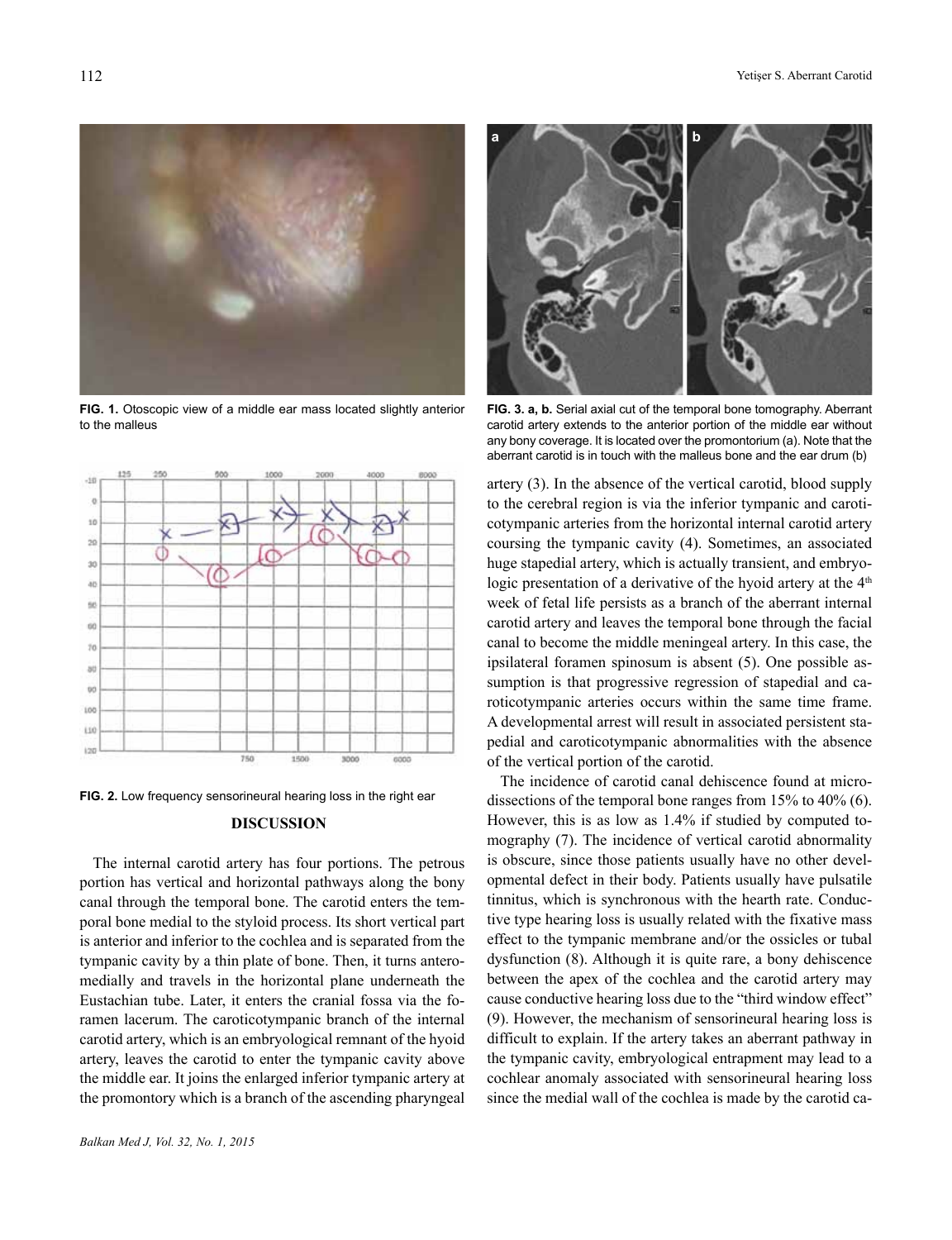FIG. 1. Otoscopic view of a middle ear mass located slightly anterior to the malleus

FIG. 2. Low frequency sensorineural hearing loss in the right ear

FIG. 3. a, b. Serial axial cut of the temporal bone tomography. Aberrant carotid artery extends to the anterior portion of the middle ear without any bony coverage. It is located over the promontorium (a). Note that the aberrant carotid is in touch with the malleus bone and the ear drum (b)

## DISCUSSION

The internal carotid artery has four portions. The petrous portion has vertical and horizontal pathways along the bony canal through the temporal bone. The carotid enters the temporal bone medial to the styloid process. Its short vertical part is anterior and inferior to the cochlea and is separated from the tympanic cavity by a thin plate of bone. Then, it turns anteromedially and travels in the horizontal plane underneath the Eustachian tube. Later, it enters the cranial fossa via the foramen lacerum. The caroticotympanic branch of the internal carotid artery, which is an embryological remnant of the hyoid artery, leaves the carotid to enter the tympanic cavity above the middle ear. It joins the enlarged inferior tympanic artery at the promontory which is a branch of the ascending pharyngeal artery (3). In the absence of the vertical carotid, blood supply to the cerebral region is via the inferior tympanic and caroticotympanic arteries from the horizontal internal carotid artery coursing the tympanic cavity (4). Sometimes, an associated huge stapedial artery, which is actually transient, and embryologic presentation of a derivative of the hyoid artery at the 4th week of fetal life persists as a branch of the aberrant internal carotid artery and leaves the temporal bone through the facial canal to become the middle meningeal artery. In this case, the ipsilateral foramen spinosum is absent (5). One possible assumption is that progressive regression of stapedial and caroticotympanic arteries occurs within the same time frame. A developmental arrest will result in associated persistent stapedial and caroticotympanic abnormalities with the absence of the vertical portion of the carotid.

The incidence of carotid canal dehiscence found at microdissections of the temporal bone ranges from 15% to 40% (6). However, this is as low as 1.4% if studied by computed tomography (7). The incidence of vertical carotid abnormality is obscure, since those patients usually have no other developmental defect in their body. Patients usually have pulsatile tinnitus, which is synchronous with the hearth rate. Conductive type hearing loss is usually related with the fixative mass effect to the tympanic membrane and/or the ossicles or tubal dysfunction (8). Although it is quite rare, a bony dehiscence between the apex of the cochlea and the carotid artery may cause conductive hearing loss due to the "third window effect" (9). However, the mechanism of sensorineural hearing loss is difficult to explain. If the artery takes an aberrant pathway in the tympanic cavity, embryological entrapment may lead to a cochlear anomaly associated with sensorineural hearing loss since the medial wall of the cochlea is made by the carotid ca-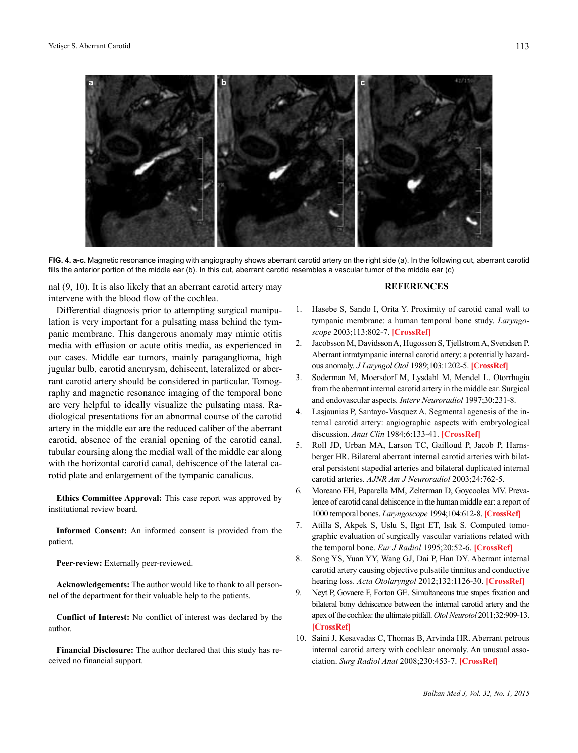**FIG. 4. a-c.** Magnetic resonance imaging with angiography shows aberrant carotid artery on the right side (a). In the following cut, aberrant carotid fills the anterior portion of the middle ear (b). In this cut, aberrant carotid resembles a vascular tumor of the middle ear (c)

nal (9, 10). It is also likely that an aberrant carotid artery may intervene with the blood flow of the cochlea.

Differential diagnosis prior to attempting surgical manipulation is very important for a pulsating mass behind the tympanic membrane. This dangerous anomaly may mimic otitis media with effusion or acute otitis media, as experienced in our cases. Middle ear tumors, mainly paraganglioma, high jugular bulb, carotid aneurysm, dehiscent, lateralized or aberrant carotid artery should be considered in particular. Tomography and magnetic resonance imaging of the temporal bone are very helpful to ideally visualize the pulsating mass. Radiological presentations for an abnormal course of the carotid artery in the middle ear are the reduced caliber of the aberrant carotid, absence of the cranial opening of the carotid canal, tubular coursing along the medial wall of the middle ear along with the horizontal carotid canal, dehiscence of the lateral carotid plate and enlargement of the tympanic canalicus.

**Ethics Committee Approval:** This case report was approved by institutional review board.

**Informed Consent:** An informed consent is provided from the patient.

**Peer-review:** Externally peer-reviewed.

**Acknowledgements:** The author would like to thank to all personnel of the department for their valuable help to the patients.

**Conflict of Interest:** No conflict of interest was declared by the author.

**Financial Disclosure:** The author declared that this study has received no financial support.

## REFERENCES

1. Hasebe S, Sando I, Orita Y. Proximity of carotid canal wall to tympanic membrane: a human temporal bone study. *Laryngoscope* 2003;113:802-7. [CrossRef]
2. Jacobsson M, Davidsson A, Hugosson S, Tjellstrom A, Svendsen P. Aberrant intratympanic internal carotid artery: a potentially hazardous anomaly. *J Laryngol Otol* 1989;103:1202-5. [CrossRef]
3. Soderman M, Moersdorf M, Lysdahl M, Mendel L. Otorrhagia from the aberrant internal carotid artery in the middle ear. Surgical and endovascular aspects. *Interv Neuroradiol* 1997;30:231-8.
4. Lasjaunias P, Santayo-Vasquez A. Segmental agenesis of the internal carotid artery: angiographic aspects with embryological discussion. *Anat Clin* 1984;6:133-41. [CrossRef]
5. Roll JD, Urban MA, Larson TC, Gailloud P, Jacob P, Harnsberger HR. Bilateral aberrant internal carotid arteries with bilateral persistent stapedial arteries and bilateral duplicated internal carotid arteries. *AJNR Am J Neuroradiol* 2003;24:762-5.
6. Moreano EH, Paparella MM, Zelterman D, Goycoolea MV. Prevalence of carotid canal dehiscence in the human middle ear: a report of 1000 temporal bones. *Laryngoscope* 1994;104:612-8. [CrossRef]
7. Atilla S, Akpek S, Uslu S, Ilgıt ET, Isık S. Computed tomographic evaluation of surgically vascular variations related with the temporal bone. *Eur J Radiol* 1995;20:52-6. [CrossRef]
8. Song YS, Yuan YY, Wang GJ, Dai P, Han DY. Aberrant internal carotid artery causing objective pulsatile tinnitus and conductive hearing loss. *Acta Otolaryngol* 2012;132:1126-30. [CrossRef]
9. Neyt P, Govaere F, Forton GE. Simultaneous true stapes fixation and bilateral bony dehiscence between the internal carotid artery and the apex of the cochlea: the ultimate pitfall. *Otol Neurotol* 2011;32:909-13. [CrossRef]
10. Saini J, Kesavadas C, Thomas B, Arvinda HR. Aberrant petrous internal carotid artery with cochlear anomaly. An unusual association. *Surg Radiol Anat* 2008;230:453-7. [CrossRef]